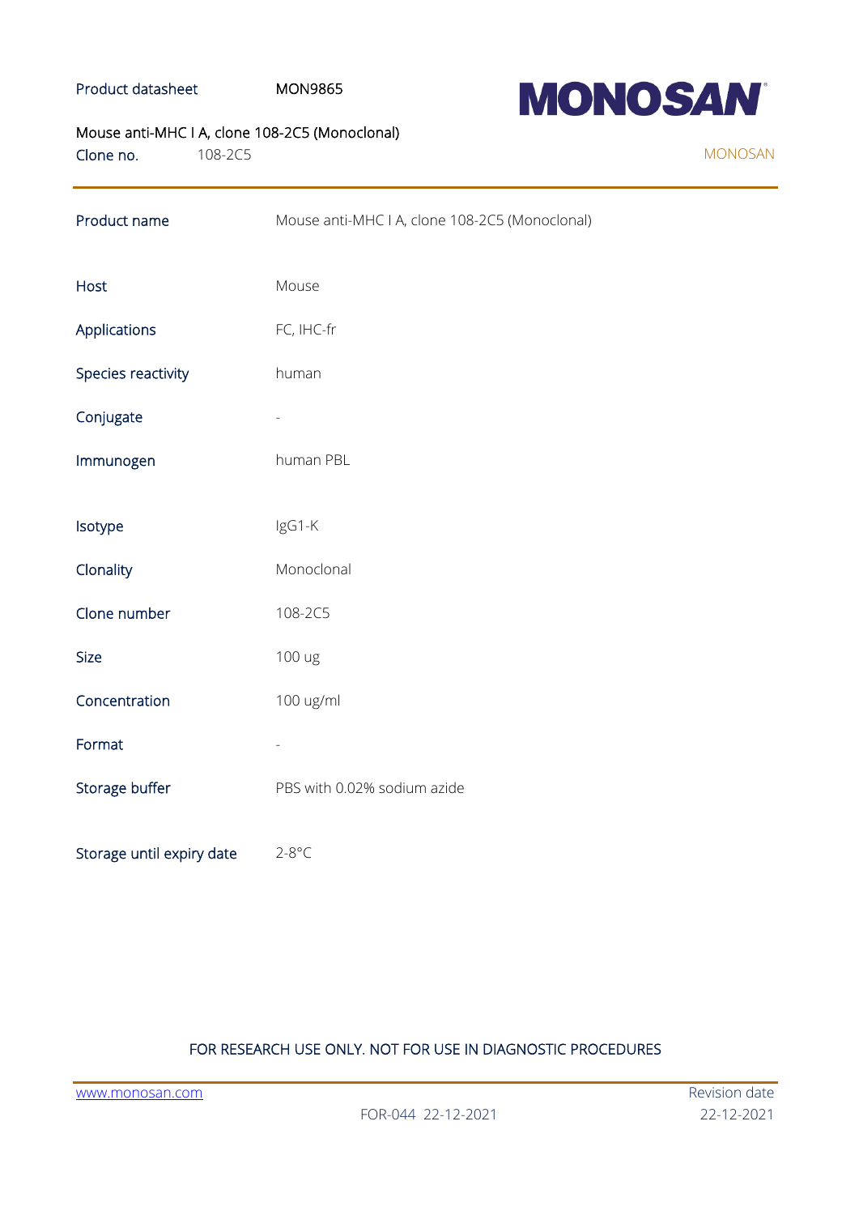Product datasheet MON9865

**MONOSAN**

Mouse anti-MHC I A, clone 108-2C5 (Monoclonal)

Clone no. 108-2C5

MONOSAN

| | |
|---|---|
| Product name | Mouse anti-MHC I A, clone 108-2C5 (Monoclonal) |
| Host | Mouse |
| Applications | FC, IHC-fr |
| Species reactivity | human |
| Conjugate | - |
| Immunogen | human PBL |
| Isotype | IgG1-K |
| Clonality | Monoclonal |
| Clone number | 108-2C5 |
| Size | 100 ug |
| Concentration | 100 ug/ml |
| Format | - |
| Storage buffer | PBS with 0.02% sodium azide |
| Storage until expiry date | 2-8°C |

FOR RESEARCH USE ONLY. NOT FOR USE IN DIAGNOSTIC PROCEDURES

www.monosan.com

FOR-044 22-12-2021

Revision date 22-12-2021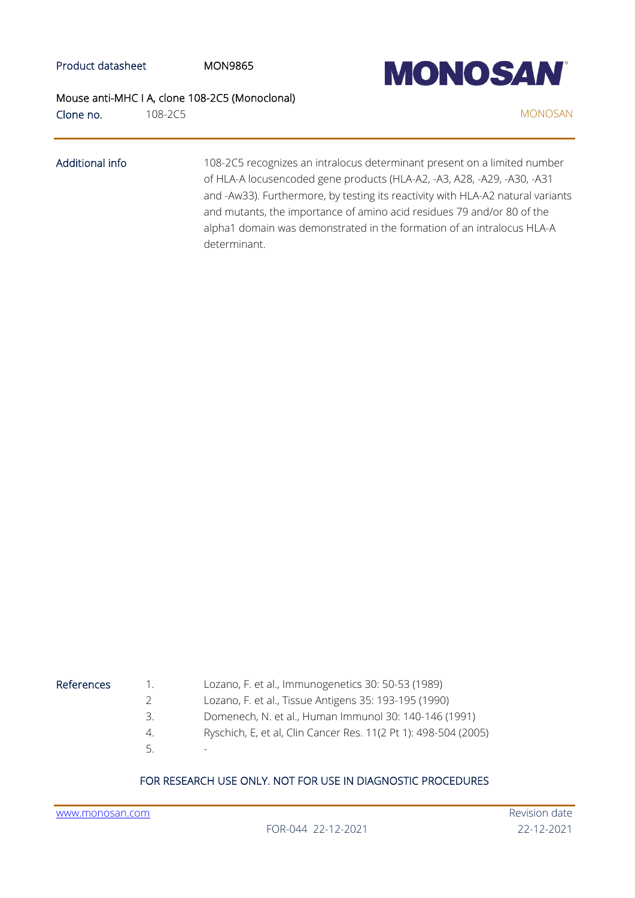Product datasheet MON9865

Mouse anti-MHC I A, clone 108-2C5 (Monoclonal)

Clone no. 108-2C5

## Additional info

108-2C5 recognizes an intralocus determinant present on a limited number of HLA-A locusencoded gene products (HLA-A2, -A3, A28, -A29, -A30, -A31 and -Aw33). Furthermore, by testing its reactivity with HLA-A2 natural variants and mutants, the importance of amino acid residues 79 and/or 80 of the alpha1 domain was demonstrated in the formation of an intralocus HLA-A determinant.

## References

1. Lozano, F. et al., Immunogenetics 30: 50-53 (1989)
2. Lozano, F. et al., Tissue Antigens 35: 193-195 (1990)
3. Domenech, N. et al., Human Immunol 30: 140-146 (1991)
4. Ryschich, E, et al, Clin Cancer Res. 11(2 Pt 1): 498-504 (2005)
5. -

FOR RESEARCH USE ONLY. NOT FOR USE IN DIAGNOSTIC PROCEDURES

www.monosan.com

Revision date 22-12-2021